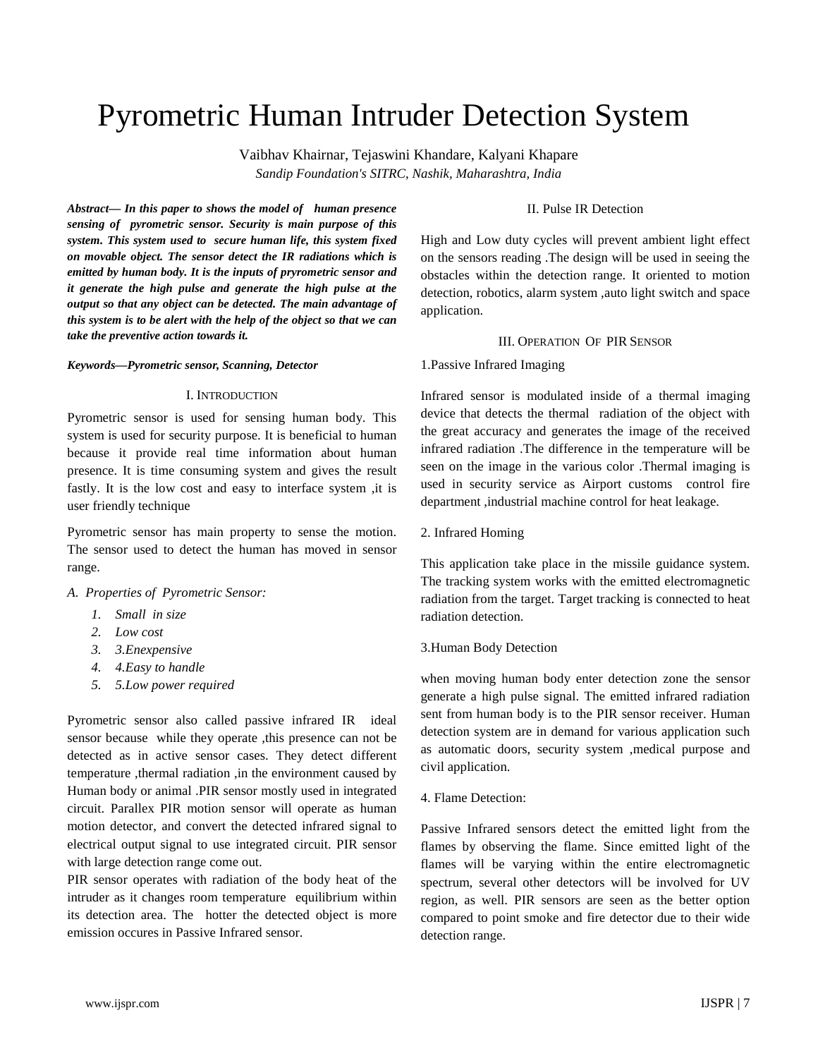# Pyrometric Human Intruder Detection System

Vaibhav Khairnar, Tejaswini Khandare, Kalyani Khapare

*Sandip Foundation's SITRC, Nashik, Maharashtra, India*

***Abstract— In this paper to shows the model of human presence sensing of pyrometric sensor. Security is main purpose of this system. This system used to secure human life, this system fixed on movable object. The sensor detect the IR radiations which is emitted by human body. It is the inputs of pryrometric sensor and it generate the high pulse and generate the high pulse at the output so that any object can be detected. The main advantage of this system is to be alert with the help of the object so that we can take the preventive action towards it.***

***Keywords—Pyrometric sensor, Scanning, Detector***

## I. Introduction

Pyrometric sensor is used for sensing human body. This system is used for security purpose. It is beneficial to human because it provide real time information about human presence. It is time consuming system and gives the result fastly. It is the low cost and easy to interface system ,it is user friendly technique

Pyrometric sensor has main property to sense the motion. The sensor used to detect the human has moved in sensor range.

*A. Properties of Pyrometric Sensor:*

1. *Small in size*
2. *Low cost*
3. *3.Enexpensive*
4. *4.Easy to handle*
5. *5.Low power required*

Pyrometric sensor also called passive infrared IR ideal sensor because while they operate ,this presence can not be detected as in active sensor cases. They detect different temperature ,thermal radiation ,in the environment caused by Human body or animal .PIR sensor mostly used in integrated circuit. Parallex PIR motion sensor will operate as human motion detector, and convert the detected infrared signal to electrical output signal to use integrated circuit. PIR sensor with large detection range come out.

PIR sensor operates with radiation of the body heat of the intruder as it changes room temperature equilibrium within its detection area. The hotter the detected object is more emission occures in Passive Infrared sensor.

## II. Pulse IR Detection

High and Low duty cycles will prevent ambient light effect on the sensors reading .The design will be used in seeing the obstacles within the detection range. It oriented to motion detection, robotics, alarm system ,auto light switch and space application.

## III. Operation Of PIR Sensor

1.Passive Infrared Imaging

Infrared sensor is modulated inside of a thermal imaging device that detects the thermal radiation of the object with the great accuracy and generates the image of the received infrared radiation .The difference in the temperature will be seen on the image in the various color .Thermal imaging is used in security service as Airport customs control fire department ,industrial machine control for heat leakage.

2. Infrared Homing

This application take place in the missile guidance system. The tracking system works with the emitted electromagnetic radiation from the target. Target tracking is connected to heat radiation detection.

3.Human Body Detection

when moving human body enter detection zone the sensor generate a high pulse signal. The emitted infrared radiation sent from human body is to the PIR sensor receiver. Human detection system are in demand for various application such as automatic doors, security system ,medical purpose and civil application.

4. Flame Detection:

Passive Infrared sensors detect the emitted light from the flames by observing the flame. Since emitted light of the flames will be varying within the entire electromagnetic spectrum, several other detectors will be involved for UV region, as well. PIR sensors are seen as the better option compared to point smoke and fire detector due to their wide detection range.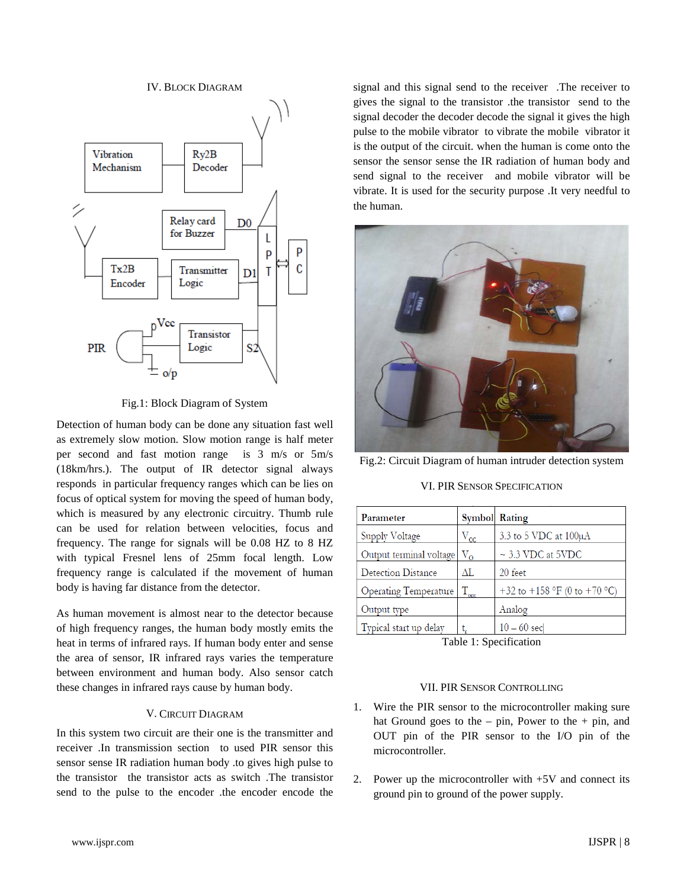## IV. Block Diagram

Fig.1: Block Diagram of System

Detection of human body can be done any situation fast well as extremely slow motion. Slow motion range is half meter per second and fast motion range is 3 m/s or 5m/s (18km/hrs.). The output of IR detector signal always responds in particular frequency ranges which can be lies on focus of optical system for moving the speed of human body, which is measured by any electronic circuitry. Thumb rule can be used for relation between velocities, focus and frequency. The range for signals will be 0.08 HZ to 8 HZ with typical Fresnel lens of 25mm focal length. Low frequency range is calculated if the movement of human body is having far distance from the detector.

As human movement is almost near to the detector because of high frequency ranges, the human body mostly emits the heat in terms of infrared rays. If human body enter and sense the area of sensor, IR infrared rays varies the temperature between environment and human body. Also sensor catch these changes in infrared rays cause by human body.

## V. Circuit Diagram

In this system two circuit are their one is the transmitter and receiver .In transmission section to used PIR sensor this sensor sense IR radiation human body .to gives high pulse to the transistor the transistor acts as switch .The transistor send to the pulse to the encoder .the encoder encode the signal and this signal send to the receiver .The receiver to gives the signal to the transistor .the transistor send to the signal decoder the decoder decode the signal it gives the high pulse to the mobile vibrator to vibrate the mobile vibrator it is the output of the circuit. when the human is come onto the sensor the sensor sense the IR radiation of human body and send signal to the receiver and mobile vibrator will be vibrate. It is used for the security purpose .It very needful to the human.

Fig.2: Circuit Diagram of human intruder detection system

## VI. PIR Sensor Specification

| Parameter | Symbol | Rating |
|---|---|---|
| Supply Voltage | $V_{cc}$ | 3.3 to 5 VDC at 100µA |
| Output terminal voltage | $V_O$ | ~ 3.3 VDC at 5VDC |
| Detection Distance | ΔL | 20 feet |
| Operating Temperature | $T_{opr}$ | +32 to +158 °F (0 to +70 °C) |
| Output type | | Analog |
| Typical start up delay | $t_s$ | 10 – 60 sec |

Table 1: Specification

## VII. PIR Sensor Controlling

1. Wire the PIR sensor to the microcontroller making sure hat Ground goes to the – pin, Power to the + pin, and OUT pin of the PIR sensor to the I/O pin of the microcontroller.

2. Power up the microcontroller with +5V and connect its ground pin to ground of the power supply.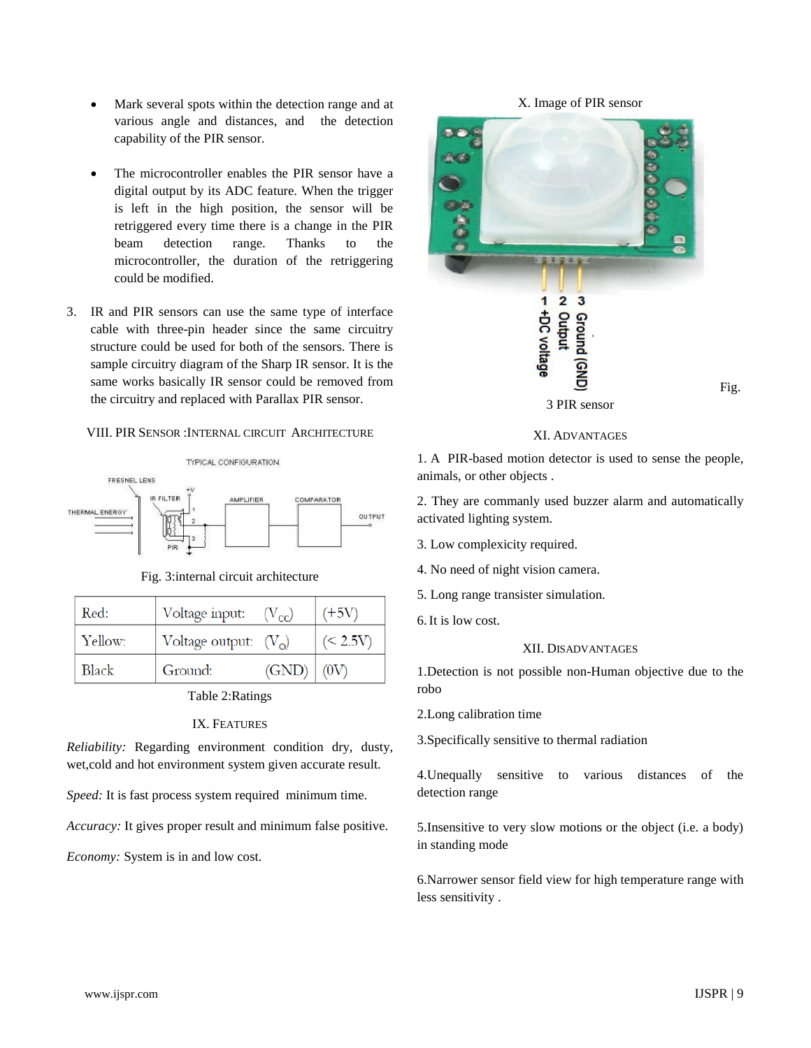- Mark several spots within the detection range and at various angle and distances, and the detection capability of the PIR sensor.

- The microcontroller enables the PIR sensor have a digital output by its ADC feature. When the trigger is left in the high position, the sensor will be retriggered every time there is a change in the PIR beam detection range. Thanks to the microcontroller, the duration of the retriggering could be modified.

3. IR and PIR sensors can use the same type of interface cable with three-pin header since the same circuitry structure could be used for both of the sensors. There is sample circuitry diagram of the Sharp IR sensor. It is the same works basically IR sensor could be removed from the circuitry and replaced with Parallax PIR sensor.

## VIII. PIR Sensor :Internal circuit Architecture

Fig. 3:internal circuit architecture

| Red: | Voltage input: $(V_{cc})$ | (+5V) |
|---|---|---|
| Yellow: | Voltage output: $(V_o)$ | (< 2.5V) |
| Black | Ground: (GND) | (0V) |

Table 2:Ratings

## IX. Features

*Reliability:* Regarding environment condition dry, dusty, wet,cold and hot environment system given accurate result.

*Speed:* It is fast process system required minimum time.

*Accuracy:* It gives proper result and minimum false positive.

*Economy:* System is in and low cost.

## X. Image of PIR sensor

Fig. 3 PIR sensor

## XI. Advantages

1. A PIR-based motion detector is used to sense the people, animals, or other objects .

2. They are commanly used buzzer alarm and automatically activated lighting system.

3. Low complexicity required.

4. No need of night vision camera.

5. Long range transister simulation.

6. It is low cost.

## XII. Disadvantages

1.Detection is not possible non-Human objective due to the robo

2.Long calibration time

3.Specifically sensitive to thermal radiation

4.Unequally sensitive to various distances of the detection range

5.Insensitive to very slow motions or the object (i.e. a body) in standing mode

6.Narrower sensor field view for high temperature range with less sensitivity .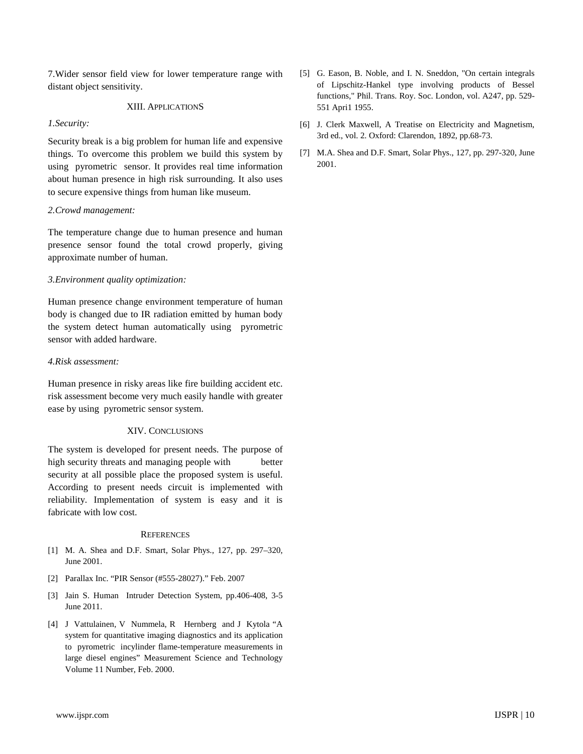7.Wider sensor field view for lower temperature range with distant object sensitivity.

## XIII. APPLICATIONS

*1.Security:*

Security break is a big problem for human life and expensive things. To overcome this problem we build this system by using pyrometric sensor. It provides real time information about human presence in high risk surrounding. It also uses to secure expensive things from human like museum.

*2.Crowd management:*

The temperature change due to human presence and human presence sensor found the total crowd properly, giving approximate number of human.

*3.Environment quality optimization:*

Human presence change environment temperature of human body is changed due to IR radiation emitted by human body the system detect human automatically using pyrometric sensor with added hardware.

*4.Risk assessment:*

Human presence in risky areas like fire building accident etc. risk assessment become very much easily handle with greater ease by using pyrometric sensor system.

## XIV. CONCLUSIONS

The system is developed for present needs. The purpose of high security threats and managing people with better security at all possible place the proposed system is useful. According to present needs circuit is implemented with reliability. Implementation of system is easy and it is fabricate with low cost.

## REFERENCES

[1] M. A. Shea and D.F. Smart, Solar Phys., 127, pp. 297–320, June 2001.

[2] Parallax Inc. "PIR Sensor (#555-28027)." Feb. 2007

[3] Jain S. Human Intruder Detection System, pp.406-408, 3-5 June 2011.

[4] J Vattulainen, V Nummela, R Hernberg and J Kytola "A system for quantitative imaging diagnostics and its application to pyrometric incylinder flame-temperature measurements in large diesel engines" Measurement Science and Technology Volume 11 Number, Feb. 2000.

[5] G. Eason, B. Noble, and I. N. Sneddon, "On certain integrals of Lipschitz-Hankel type involving products of Bessel functions," Phil. Trans. Roy. Soc. London, vol. A247, pp. 529-551 Apri1 1955.

[6] J. Clerk Maxwell, A Treatise on Electricity and Magnetism, 3rd ed., vol. 2. Oxford: Clarendon, 1892, pp.68-73.

[7] M.A. Shea and D.F. Smart, Solar Phys., 127, pp. 297-320, June 2001.